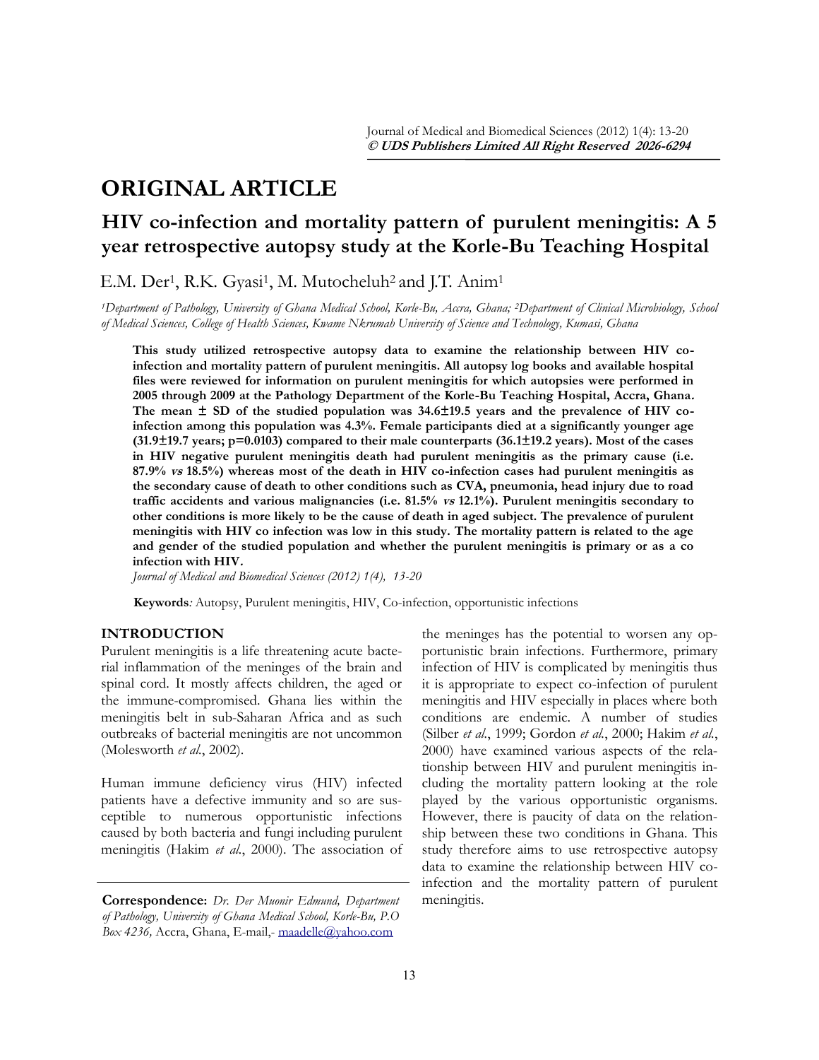# ORIGINAL ARTICLE

## HIV co-infection and mortality pattern of purulent meningitis: A 5 year retrospective autopsy study at the Korle-Bu Teaching Hospital

E.M. Der[1], R.K. Gyasi[1], M. Mutocheluh[2] and J.T. Anim[1]

*[1]Department of Pathology, University of Ghana Medical School, Korle-Bu, Accra, Ghana; [2]Department of Clinical Microbiology, School of Medical Sciences, College of Health Sciences, Kwame Nkrumah University of Science and Technology, Kumasi, Ghana*

**This study utilized retrospective autopsy data to examine the relationship between HIV co-infection and mortality pattern of purulent meningitis. All autopsy log books and available hospital files were reviewed for information on purulent meningitis for which autopsies were performed in 2005 through 2009 at the Pathology Department of the Korle-Bu Teaching Hospital, Accra, Ghana. The mean ± SD of the studied population was 34.6±19.5 years and the prevalence of HIV co-infection among this population was 4.3%. Female participants died at a significantly younger age (31.9±19.7 years; p=0.0103) compared to their male counterparts (36.1±19.2 years). Most of the cases in HIV negative purulent meningitis death had purulent meningitis as the primary cause (i.e. 87.9% *vs* 18.5%) whereas most of the death in HIV co-infection cases had purulent meningitis as the secondary cause of death to other conditions such as CVA, pneumonia, head injury due to road traffic accidents and various malignancies (i.e. 81.5% *vs* 12.1%). Purulent meningitis secondary to other conditions is more likely to be the cause of death in aged subject. The prevalence of purulent meningitis with HIV co infection was low in this study. The mortality pattern is related to the age and gender of the studied population and whether the purulent meningitis is primary or as a co infection with HIV.**

*Journal of Medical and Biomedical Sciences (2012) 1(4), 13-20*

**Keywords***:* Autopsy, Purulent meningitis, HIV, Co-infection, opportunistic infections

## INTRODUCTION

Purulent meningitis is a life threatening acute bacterial inflammation of the meninges of the brain and spinal cord. It mostly affects children, the aged or the immune-compromised. Ghana lies within the meningitis belt in sub-Saharan Africa and as such outbreaks of bacterial meningitis are not uncommon (Molesworth *et al.*, 2002).

Human immune deficiency virus (HIV) infected patients have a defective immunity and so are susceptible to numerous opportunistic infections caused by both bacteria and fungi including purulent meningitis (Hakim *et al.*, 2000). The association of the meninges has the potential to worsen any opportunistic brain infections. Furthermore, primary infection of HIV is complicated by meningitis thus it is appropriate to expect co-infection of purulent meningitis and HIV especially in places where both conditions are endemic. A number of studies (Silber *et al.*, 1999; Gordon *et al.*, 2000; Hakim *et al.*, 2000) have examined various aspects of the relationship between HIV and purulent meningitis including the mortality pattern looking at the role played by the various opportunistic organisms. However, there is paucity of data on the relationship between these two conditions in Ghana. This study therefore aims to use retrospective autopsy data to examine the relationship between HIV co-infection and the mortality pattern of purulent meningitis.

**Correspondence:** *Dr. Der Muonir Edmund, Department of Pathology, University of Ghana Medical School, Korle-Bu, P.O Box 4236,* Accra, Ghana, E-mail,- maadelle@yahoo.com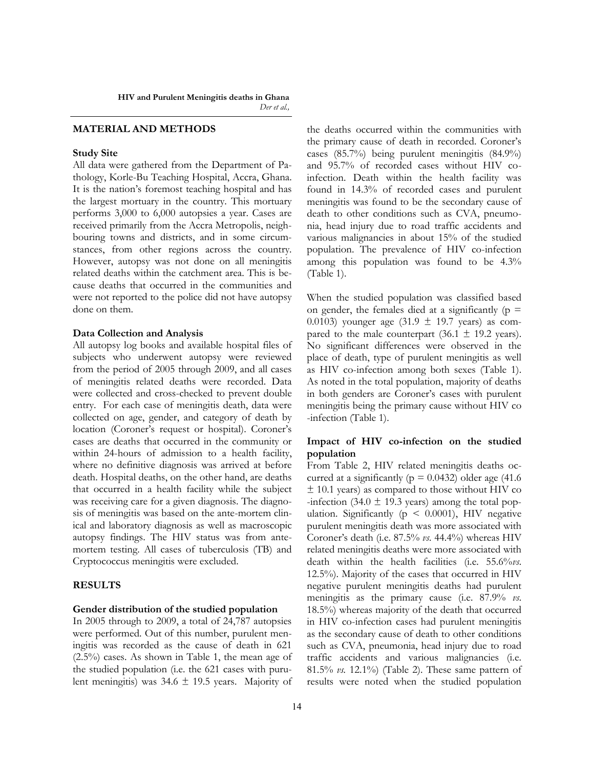## MATERIAL AND METHODS

### Study Site

All data were gathered from the Department of Pathology, Korle-Bu Teaching Hospital, Accra, Ghana. It is the nation's foremost teaching hospital and has the largest mortuary in the country. This mortuary performs 3,000 to 6,000 autopsies a year. Cases are received primarily from the Accra Metropolis, neighbouring towns and districts, and in some circumstances, from other regions across the country. However, autopsy was not done on all meningitis related deaths within the catchment area. This is because deaths that occurred in the communities and were not reported to the police did not have autopsy done on them.

### Data Collection and Analysis

All autopsy log books and available hospital files of subjects who underwent autopsy were reviewed from the period of 2005 through 2009, and all cases of meningitis related deaths were recorded. Data were collected and cross-checked to prevent double entry. For each case of meningitis death, data were collected on age, gender, and category of death by location (Coroner's request or hospital). Coroner's cases are deaths that occurred in the community or within 24-hours of admission to a health facility, where no definitive diagnosis was arrived at before death. Hospital deaths, on the other hand, are deaths that occurred in a health facility while the subject was receiving care for a given diagnosis. The diagnosis of meningitis was based on the ante-mortem clinical and laboratory diagnosis as well as macroscopic autopsy findings. The HIV status was from ante-mortem testing. All cases of tuberculosis (TB) and Cryptococcus meningitis were excluded.

## RESULTS

### Gender distribution of the studied population

In 2005 through to 2009, a total of 24,787 autopsies were performed. Out of this number, purulent meningitis was recorded as the cause of death in 621 (2.5%) cases. As shown in Table 1, the mean age of the studied population (i.e. the 621 cases with purulent meningitis) was 34.6 ± 19.5 years. Majority of the deaths occurred within the communities with the primary cause of death in recorded. Coroner's cases (85.7%) being purulent meningitis (84.9%) and 95.7% of recorded cases without HIV co-infection. Death within the health facility was found in 14.3% of recorded cases and purulent meningitis was found to be the secondary cause of death to other conditions such as CVA, pneumonia, head injury due to road traffic accidents and various malignancies in about 15% of the studied population. The prevalence of HIV co-infection among this population was found to be 4.3% (Table 1).

When the studied population was classified based on gender, the females died at a significantly ($p = 0.0103$) younger age (31.9 ± 19.7 years) as compared to the male counterpart (36.1 ± 19.2 years). No significant differences were observed in the place of death, type of purulent meningitis as well as HIV co-infection among both sexes (Table 1). As noted in the total population, majority of deaths in both genders are Coroner's cases with purulent meningitis being the primary cause without HIV co-infection (Table 1).

### Impact of HIV co-infection on the studied population

From Table 2, HIV related meningitis deaths occurred at a significantly ($p = 0.0432$) older age (41.6 ± 10.1 years) as compared to those without HIV co-infection (34.0 ± 19.3 years) among the total population. Significantly ($p < 0.0001$), HIV negative purulent meningitis death was more associated with Coroner's death (i.e. 87.5% *vs.* 44.4%) whereas HIV related meningitis deaths were more associated with death within the health facilities (i.e. 55.6%*vs.* 12.5%). Majority of the cases that occurred in HIV negative purulent meningitis deaths had purulent meningitis as the primary cause (i.e. 87.9% *vs.* 18.5%) whereas majority of the death that occurred in HIV co-infection cases had purulent meningitis as the secondary cause of death to other conditions such as CVA, pneumonia, head injury due to road traffic accidents and various malignancies (i.e. 81.5% *vs.* 12.1%) (Table 2). These same pattern of results were noted when the studied population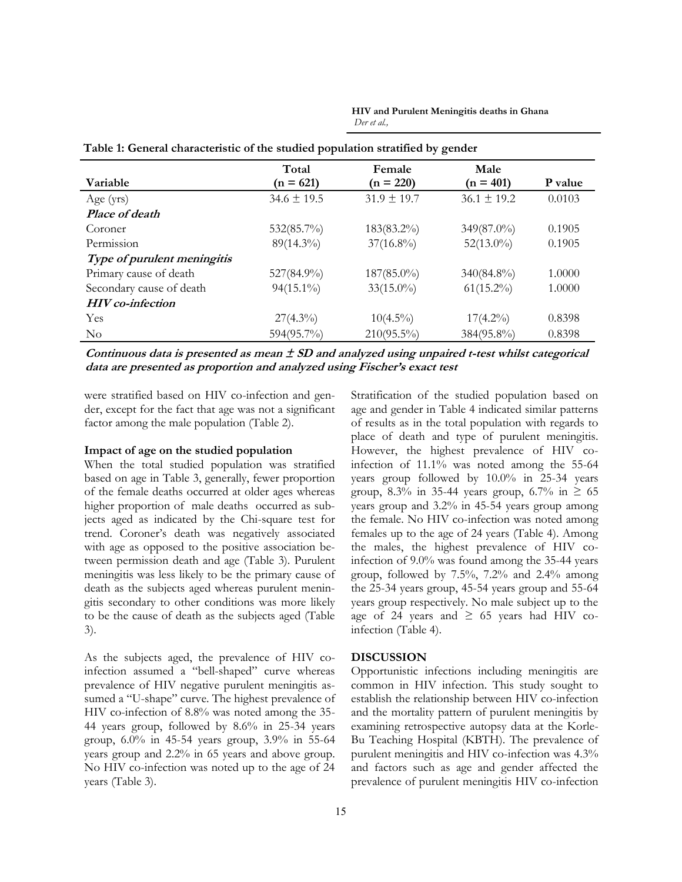**Table 1: General characteristic of the studied population stratified by gender**

| Variable | Total (n = 621) | Female (n = 220) | Male (n = 401) | P value |
|---|---|---|---|---|
| Age (yrs) | 34.6 ± 19.5 | 31.9 ± 19.7 | 36.1 ± 19.2 | 0.0103 |
| ***Place of death*** | | | | |
| Coroner | 532(85.7%) | 183(83.2%) | 349(87.0%) | 0.1905 |
| Permission | 89(14.3%) | 37(16.8%) | 52(13.0%) | 0.1905 |
| ***Type of purulent meningitis*** | | | | |
| Primary cause of death | 527(84.9%) | 187(85.0%) | 340(84.8%) | 1.0000 |
| Secondary cause of death | 94(15.1%) | 33(15.0%) | 61(15.2%) | 1.0000 |
| ***HIV co-infection*** | | | | |
| Yes | 27(4.3%) | 10(4.5%) | 17(4.2%) | 0.8398 |
| No | 594(95.7%) | 210(95.5%) | 384(95.8%) | 0.8398 |

***Continuous data is presented as mean ± SD and analyzed using unpaired t-test whilst categorical data are presented as proportion and analyzed using Fischer's exact test***

were stratified based on HIV co-infection and gender, except for the fact that age was not a significant factor among the male population (Table 2).

**Impact of age on the studied population**

When the total studied population was stratified based on age in Table 3, generally, fewer proportion of the female deaths occurred at older ages whereas higher proportion of male deaths occurred as subjects aged as indicated by the Chi-square test for trend. Coroner's death was negatively associated with age as opposed to the positive association between permission death and age (Table 3). Purulent meningitis was less likely to be the primary cause of death as the subjects aged whereas purulent meningitis secondary to other conditions was more likely to be the cause of death as the subjects aged (Table 3).

As the subjects aged, the prevalence of HIV co-infection assumed a "bell-shaped" curve whereas prevalence of HIV negative purulent meningitis assumed a "U-shape" curve. The highest prevalence of HIV co-infection of 8.8% was noted among the 35-44 years group, followed by 8.6% in 25-34 years group, 6.0% in 45-54 years group, 3.9% in 55-64 years group and 2.2% in 65 years and above group. No HIV co-infection was noted up to the age of 24 years (Table 3).

Stratification of the studied population based on age and gender in Table 4 indicated similar patterns of results as in the total population with regards to place of death and type of purulent meningitis. However, the highest prevalence of HIV co-infection of 11.1% was noted among the 55-64 years group followed by 10.0% in 25-34 years group, 8.3% in 35-44 years group, 6.7% in ≥ 65 years group and 3.2% in 45-54 years group among the female. No HIV co-infection was noted among females up to the age of 24 years (Table 4). Among the males, the highest prevalence of HIV co-infection of 9.0% was found among the 35-44 years group, followed by 7.5%, 7.2% and 2.4% among the 25-34 years group, 45-54 years group and 55-64 years group respectively. No male subject up to the age of 24 years and ≥ 65 years had HIV co-infection (Table 4).

## DISCUSSION

Opportunistic infections including meningitis are common in HIV infection. This study sought to establish the relationship between HIV co-infection and the mortality pattern of purulent meningitis by examining retrospective autopsy data at the Korle-Bu Teaching Hospital (KBTH). The prevalence of purulent meningitis and HIV co-infection was 4.3% and factors such as age and gender affected the prevalence of purulent meningitis HIV co-infection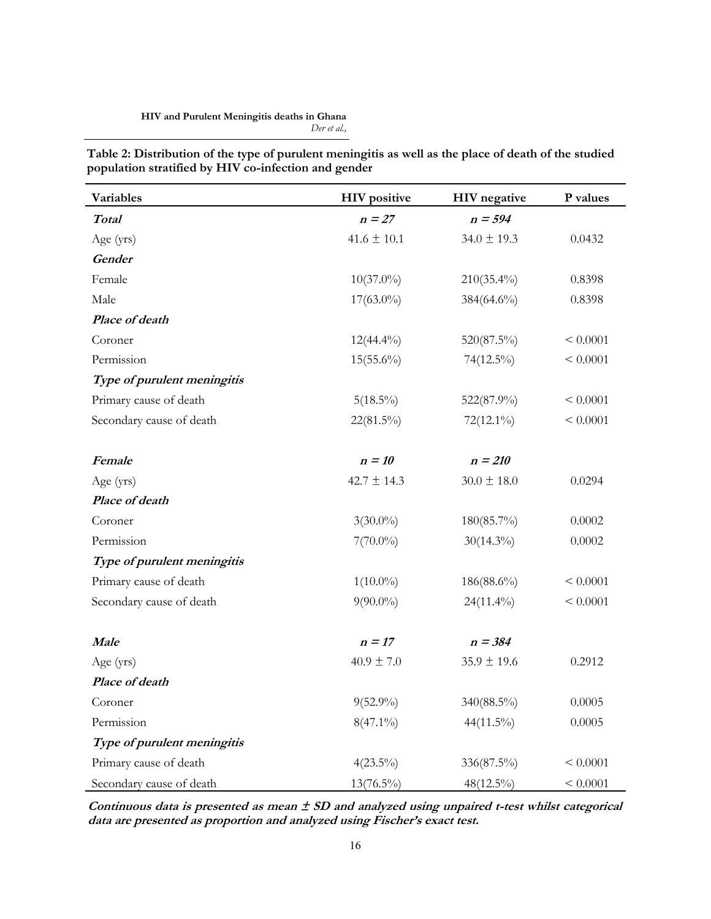**Table 2: Distribution of the type of purulent meningitis as well as the place of death of the studied population stratified by HIV co-infection and gender**

| Variables | HIV positive | HIV negative | P values |
|---|---|---|---|
| ***Total*** | ***n = 27*** | ***n = 594*** | |
| Age (yrs) | 41.6 ± 10.1 | 34.0 ± 19.3 | 0.0432 |
| ***Gender*** | | | |
| Female | 10(37.0%) | 210(35.4%) | 0.8398 |
| Male | 17(63.0%) | 384(64.6%) | 0.8398 |
| ***Place of death*** | | | |
| Coroner | 12(44.4%) | 520(87.5%) | < 0.0001 |
| Permission | 15(55.6%) | 74(12.5%) | < 0.0001 |
| ***Type of purulent meningitis*** | | | |
| Primary cause of death | 5(18.5%) | 522(87.9%) | < 0.0001 |
| Secondary cause of death | 22(81.5%) | 72(12.1%) | < 0.0001 |
| ***Female*** | ***n = 10*** | ***n = 210*** | |
| Age (yrs) | 42.7 ± 14.3 | 30.0 ± 18.0 | 0.0294 |
| ***Place of death*** | | | |
| Coroner | 3(30.0%) | 180(85.7%) | 0.0002 |
| Permission | 7(70.0%) | 30(14.3%) | 0.0002 |
| ***Type of purulent meningitis*** | | | |
| Primary cause of death | 1(10.0%) | 186(88.6%) | < 0.0001 |
| Secondary cause of death | 9(90.0%) | 24(11.4%) | < 0.0001 |
| ***Male*** | ***n = 17*** | ***n = 384*** | |
| Age (yrs) | 40.9 ± 7.0 | 35.9 ± 19.6 | 0.2912 |
| ***Place of death*** | | | |
| Coroner | 9(52.9%) | 340(88.5%) | 0.0005 |
| Permission | 8(47.1%) | 44(11.5%) | 0.0005 |
| ***Type of purulent meningitis*** | | | |
| Primary cause of death | 4(23.5%) | 336(87.5%) | < 0.0001 |
| Secondary cause of death | 13(76.5%) | 48(12.5%) | < 0.0001 |

***Continuous data is presented as mean ± SD and analyzed using unpaired t-test whilst categorical data are presented as proportion and analyzed using Fischer's exact test.***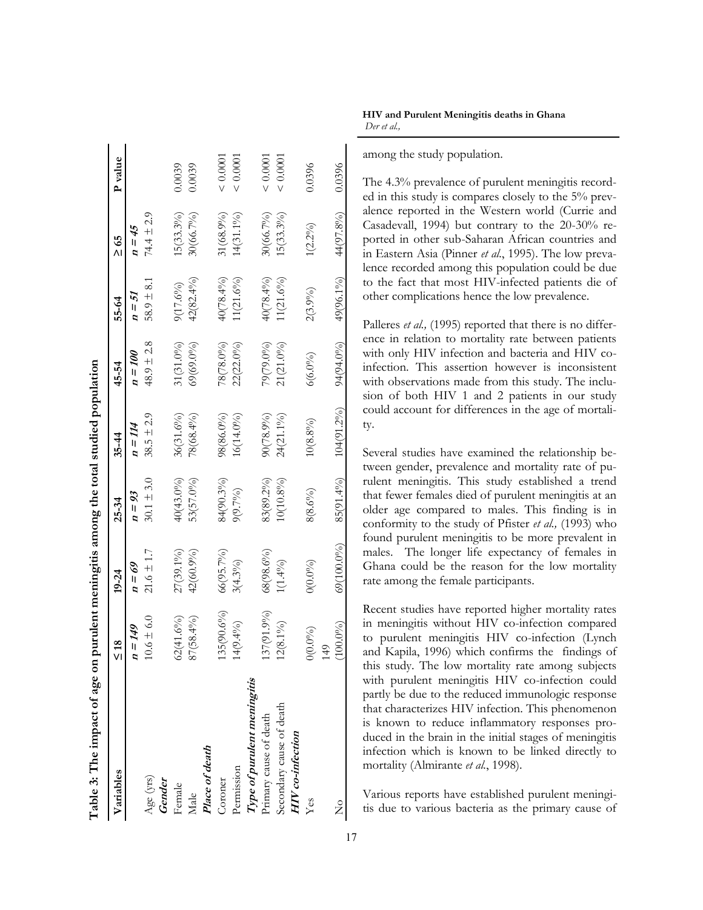**Table 3: The impact of age on purulent meningitis among the total studied population**

| Variables | ≤ 18 | 19-24 | 25-34 | 35-44 | 45-54 | 55-64 | ≥ 65 | P value |
|---|---|---|---|---|---|---|---|---|
| | *n = 149* | *n = 69* | *n = 93* | *n = 114* | *n = 100* | *n = 51* | *n = 45* | |
| Age (yrs) | 10.6 ± 6.0 | 21.6 ± 1.7 | 30.1 ± 3.0 | 38.5 ± 2.9 | 48.9 ± 2.8 | 58.9 ± 8.1 | 74.4 ± 2.9 | |
| ***Gender*** | | | | | | | | |
| Female | 62(41.6%) | 27(39.1%) | 40(43.0%) | 36(31.6%) | 31(31.0%) | 9(17.6%) | 15(33.3%) | 0.0039 |
| Male | 87(58.4%) | 42(60.9%) | 53(57.0%) | 78(68.4%) | 69(69.0%) | 42(82.4%) | 30(66.7%) | 0.0039 |
| ***Place of death*** | | | | | | | | |
| Coroner | 135(90.6%) | 66(95.7%) | 84(90.3%) | 98(86.0%) | 78(78.0%) | 40(78.4%) | 31(68.9%) | < 0.0001 |
| Permission | 14(9.4%) | 3(4.3%) | 9(9.7%) | 16(14.0%) | 22(22.0%) | 11(21.6%) | 14(31.1%) | < 0.0001 |
| ***Type of purulent meningitis*** | | | | | | | | |
| Primary cause of death | 137(91.9%) | 68(98.6%) | 83(89.2%) | 90(78.9%) | 79(79.0%) | 40(78.4%) | 30(66.7%) | < 0.0001 |
| Secondary cause of death | 12(8.1%) | 1(1.4%) | 10(10.8%) | 24(21.1%) | 21(21.0%) | 11(21.6%) | 15(33.3%) | < 0.0001 |
| ***HIV co-infection*** | | | | | | | | |
| Yes | 0(0.0%) | 0(0.0%) | 8(8.6%) | 10(8.8%) | 6(6.0%) | 2(3.9%) | 1(2.2%) | 0.0396 |
| No | 149 (100.0%) | 69(100.0%) | 85(91.4%) | 104(91.2%) | 94(94.0%) | 49(96.1%) | 44(97.8%) | 0.0396 |

among the study population.

The 4.3% prevalence of purulent meningitis recorded in this study is compares closely to the 5% prevalence reported in the Western world (Currie and Casadevall, 1994) but contrary to the 20-30% reported in other sub-Saharan African countries and in Eastern Asia (Pinner *et al*., 1995). The low prevalence recorded among this population could be due to the fact that most HIV-infected patients die of other complications hence the low prevalence.

Palleres *et al.,* (1995) reported that there is no difference in relation to mortality rate between patients with only HIV infection and bacteria and HIV co-infection. This assertion however is inconsistent with observations made from this study. The inclusion of both HIV 1 and 2 patients in our study could account for differences in the age of mortality.

Several studies have examined the relationship between gender, prevalence and mortality rate of purulent meningitis. This study established a trend that fewer females died of purulent meningitis at an older age compared to males. This finding is in conformity to the study of Pfister *et al.,* (1993) who found purulent meningitis to be more prevalent in males. The longer life expectancy of females in Ghana could be the reason for the low mortality rate among the female participants.

Recent studies have reported higher mortality rates in meningitis without HIV co-infection compared to purulent meningitis HIV co-infection (Lynch and Kapila, 1996) which confirms the findings of this study. The low mortality rate among subjects with purulent meningitis HIV co-infection could partly be due to the reduced immunologic response that characterizes HIV infection. This phenomenon is known to reduce inflammatory responses produced in the brain in the initial stages of meningitis infection which is known to be linked directly to mortality (Almirante *et al*., 1998).

Various reports have established purulent meningitis due to various bacteria as the primary cause of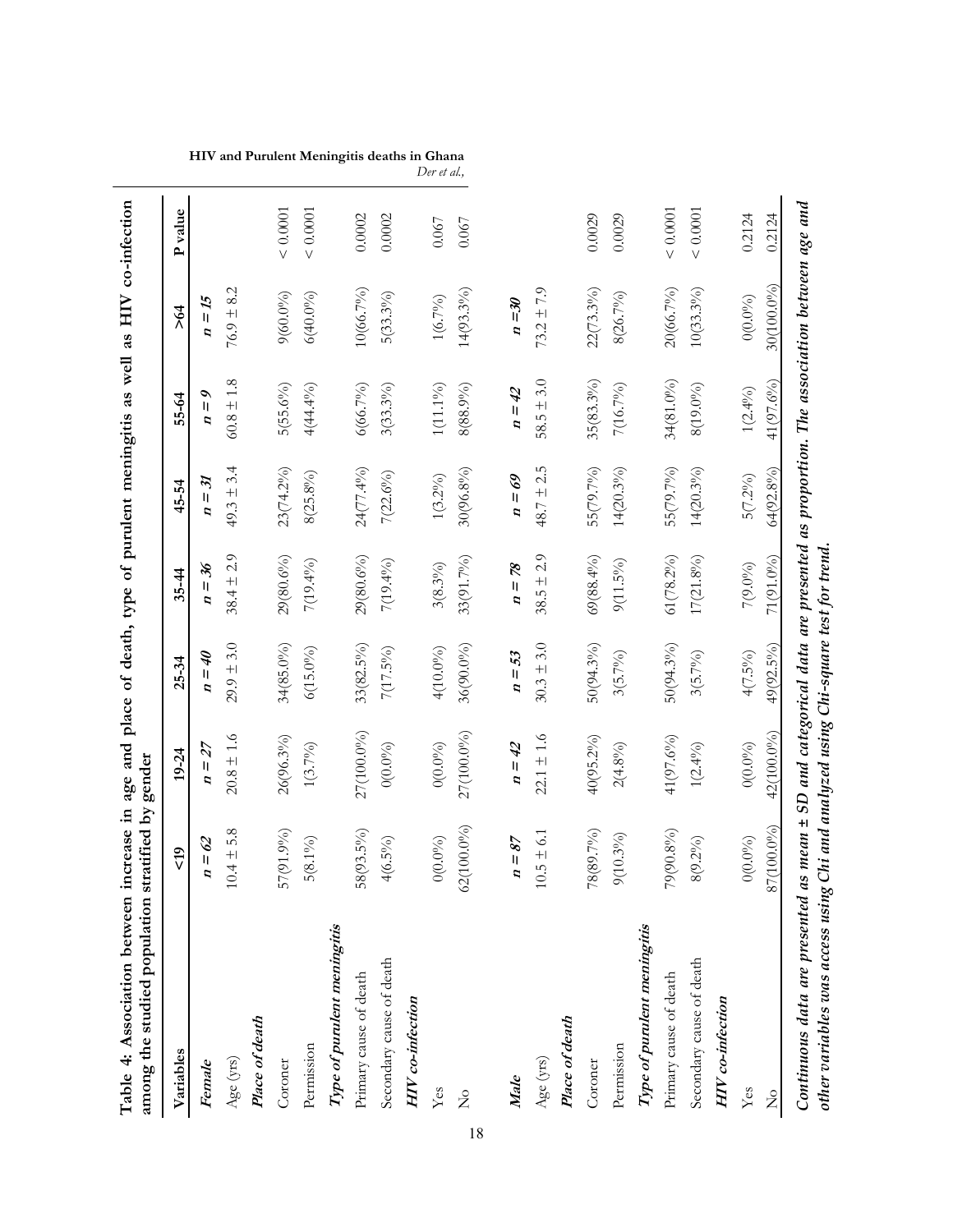**Table 4: Association between increase in age and place of death, type of purulent meningitis as well as HIV co-infection among the studied population stratified by gender**

| Variables | <19 | 19-24 | 25-34 | 35-44 | 45-54 | 55-64 | >64 | P value |
|---|---|---|---|---|---|---|---|---|
| ***Female*** | ***n = 62*** | ***n = 27*** | ***n = 40*** | ***n = 36*** | ***n = 31*** | ***n = 9*** | ***n = 15*** | |
| Age (yrs) | 10.4 ± 5.8 | 20.8 ± 1.6 | 29.9 ± 3.0 | 38.4 ± 2.9 | 49.3 ± 3.4 | 60.8 ± 1.8 | 76.9 ± 8.2 | |
| ***Place of death*** | | | | | | | | |
| Coroner | 57(91.9%) | 26(96.3%) | 34(85.0%) | 29(80.6%) | 23(74.2%) | 5(55.6%) | 9(60.0%) | < 0.0001 |
| Permission | 5(8.1%) | 1(3.7%) | 6(15.0%) | 7(19.4%) | 8(25.8%) | 4(44.4%) | 6(40.0%) | < 0.0001 |
| ***Type of purulent meningitis*** | | | | | | | | |
| Primary cause of death | 58(93.5%) | 27(100.0%) | 33(82.5%) | 29(80.6%) | 24(77.4%) | 6(66.7%) | 10(66.7%) | 0.0002 |
| Secondary cause of death | 4(6.5%) | 0(0.0%) | 7(17.5%) | 7(19.4%) | 7(22.6%) | 3(33.3%) | 5(33.3%) | 0.0002 |
| ***HIV co-infection*** | | | | | | | | |
| Yes | 0(0.0%) | 0(0.0%) | 4(10.0%) | 3(8.3%) | 1(3.2%) | 1(11.1%) | 1(6.7%) | 0.067 |
| No | 62(100.0%) | 27(100.0%) | 36(90.0%) | 33(91.7%) | 30(96.8%) | 8(88.9%) | 14(93.3%) | 0.067 |
| ***Male*** | ***n = 87*** | ***n = 42*** | ***n = 53*** | ***n = 78*** | ***n = 69*** | ***n = 42*** | ***n =30*** | |
| Age (yrs) | 10.5 ± 6.1 | 22.1 ± 1.6 | 30.3 ± 3.0 | 38.5 ± 2.9 | 48.7 ± 2.5 | 58.5 ± 3.0 | 73.2 ± 7.9 | |
| ***Place of death*** | | | | | | | | |
| Coroner | 78(89.7%) | 40(95.2%) | 50(94.3%) | 69(88.4%) | 55(79.7%) | 35(83.3%) | 22(73.3%) | 0.0029 |
| Permission | 9(10.3%) | 2(4.8%) | 3(5.7%) | 9(11.5%) | 14(20.3%) | 7(16.7%) | 8(26.7%) | 0.0029 |
| ***Type of purulent meningitis*** | | | | | | | | |
| Primary cause of death | 79(90.8%) | 41(97.6%) | 50(94.3%) | 61(78.2%) | 55(79.7%) | 34(81.0%) | 20(66.7%) | < 0.0001 |
| Secondary cause of death | 8(9.2%) | 1(2.4%) | 3(5.7%) | 17(21.8%) | 14(20.3%) | 8(19.0%) | 10(33.3%) | < 0.0001 |
| ***HIV co-infection*** | | | | | | | | |
| Yes | 0(0.0%) | 0(0.0%) | 4(7.5%) | 7(9.0%) | 5(7.2%) | 1(2.4%) | 0(0.0%) | 0.2124 |
| No | 87(100.0%) | 42(100.0%) | 49(92.5%) | 71(91.0%) | 64(92.8%) | 41(97.6%) | 30(100.0%) | 0.2124 |

***Continuous data are presented as mean ± SD and categorical data are presented as proportion. The association between age and other variables was access using Chi and analyzed using Chi-square test for trend.***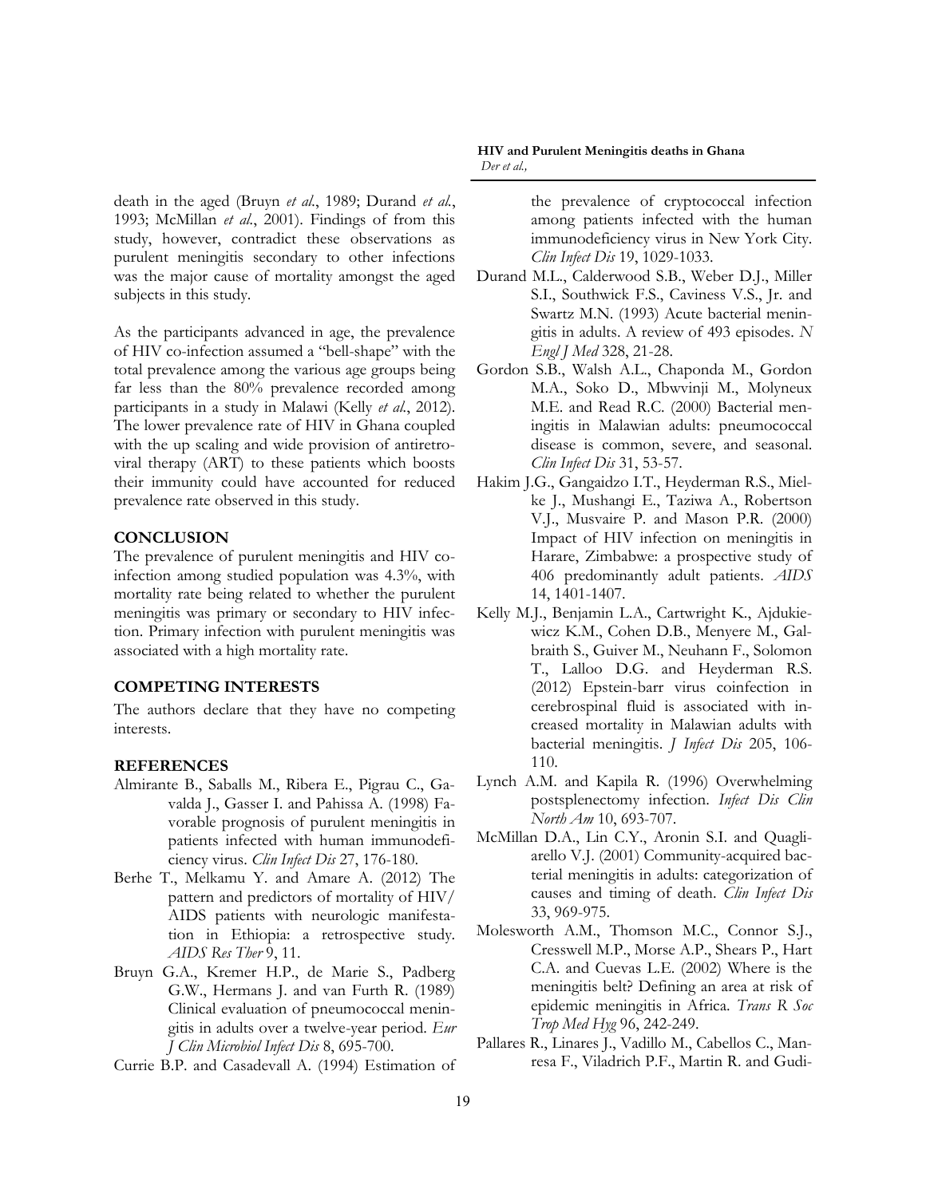death in the aged (Bruyn *et al*., 1989; Durand *et al*., 1993; McMillan *et al*., 2001). Findings of from this study, however, contradict these observations as purulent meningitis secondary to other infections was the major cause of mortality amongst the aged subjects in this study.

As the participants advanced in age, the prevalence of HIV co-infection assumed a "bell-shape" with the total prevalence among the various age groups being far less than the 80% prevalence recorded among participants in a study in Malawi (Kelly *et al*., 2012). The lower prevalence rate of HIV in Ghana coupled with the up scaling and wide provision of antiretroviral therapy (ART) to these patients which boosts their immunity could have accounted for reduced prevalence rate observed in this study.

## CONCLUSION

The prevalence of purulent meningitis and HIV co-infection among studied population was 4.3%, with mortality rate being related to whether the purulent meningitis was primary or secondary to HIV infection. Primary infection with purulent meningitis was associated with a high mortality rate.

## COMPETING INTERESTS

The authors declare that they have no competing interests.

## REFERENCES

Almirante B., Saballs M., Ribera E., Pigrau C., Gavalda J., Gasser I. and Pahissa A. (1998) Favorable prognosis of purulent meningitis in patients infected with human immunodeficiency virus. *Clin Infect Dis* 27, 176-180.

Berhe T., Melkamu Y. and Amare A. (2012) The pattern and predictors of mortality of HIV/AIDS patients with neurologic manifestation in Ethiopia: a retrospective study. *AIDS Res Ther* 9, 11.

Bruyn G.A., Kremer H.P., de Marie S., Padberg G.W., Hermans J. and van Furth R. (1989) Clinical evaluation of pneumococcal meningitis in adults over a twelve-year period. *Eur J Clin Microbiol Infect Dis* 8, 695-700.

Currie B.P. and Casadevall A. (1994) Estimation of the prevalence of cryptococcal infection among patients infected with the human immunodeficiency virus in New York City. *Clin Infect Dis* 19, 1029-1033.

Durand M.L., Calderwood S.B., Weber D.J., Miller S.I., Southwick F.S., Caviness V.S., Jr. and Swartz M.N. (1993) Acute bacterial meningitis in adults. A review of 493 episodes. *N Engl J Med* 328, 21-28.

Gordon S.B., Walsh A.L., Chaponda M., Gordon M.A., Soko D., Mbwvinji M., Molyneux M.E. and Read R.C. (2000) Bacterial meningitis in Malawian adults: pneumococcal disease is common, severe, and seasonal. *Clin Infect Dis* 31, 53-57.

Hakim J.G., Gangaidzo I.T., Heyderman R.S., Mielke J., Mushangi E., Taziwa A., Robertson V.J., Musvaire P. and Mason P.R. (2000) Impact of HIV infection on meningitis in Harare, Zimbabwe: a prospective study of 406 predominantly adult patients. *AIDS* 14, 1401-1407.

Kelly M.J., Benjamin L.A., Cartwright K., Ajdukiewicz K.M., Cohen D.B., Menyere M., Galbraith S., Guiver M., Neuhann F., Solomon T., Lalloo D.G. and Heyderman R.S. (2012) Epstein-barr virus coinfection in cerebrospinal fluid is associated with increased mortality in Malawian adults with bacterial meningitis. *J Infect Dis* 205, 106-110.

Lynch A.M. and Kapila R. (1996) Overwhelming postsplenectomy infection. *Infect Dis Clin North Am* 10, 693-707.

McMillan D.A., Lin C.Y., Aronin S.I. and Quagliarello V.J. (2001) Community-acquired bacterial meningitis in adults: categorization of causes and timing of death. *Clin Infect Dis* 33, 969-975.

Molesworth A.M., Thomson M.C., Connor S.J., Cresswell M.P., Morse A.P., Shears P., Hart C.A. and Cuevas L.E. (2002) Where is the meningitis belt? Defining an area at risk of epidemic meningitis in Africa. *Trans R Soc Trop Med Hyg* 96, 242-249.

Pallares R., Linares J., Vadillo M., Cabellos C., Manresa F., Viladrich P.F., Martin R. and Gudi-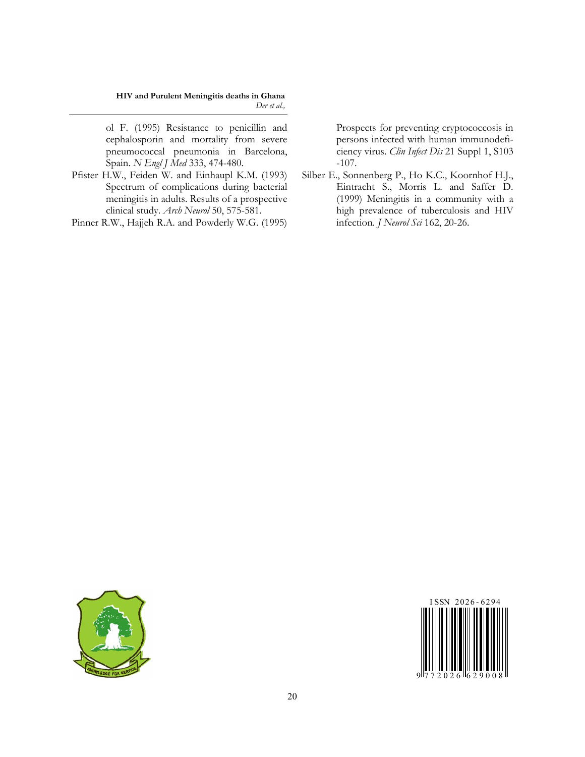ol F. (1995) Resistance to penicillin and cephalosporin and mortality from severe pneumococcal pneumonia in Barcelona, Spain. *N Engl J Med* 333, 474-480.

Pfister H.W., Feiden W. and Einhaupl K.M. (1993) Spectrum of complications during bacterial meningitis in adults. Results of a prospective clinical study. *Arch Neurol* 50, 575-581.

Pinner R.W., Hajjeh R.A. and Powderly W.G. (1995) Prospects for preventing cryptococcosis in persons infected with human immunodeficiency virus. *Clin Infect Dis* 21 Suppl 1, S103 -107.

Silber E., Sonnenberg P., Ho K.C., Koornhof H.J., Eintracht S., Morris L. and Saffer D. (1999) Meningitis in a community with a high prevalence of tuberculosis and HIV infection. *J Neurol Sci* 162, 20-26.

ISSN 2026-6294